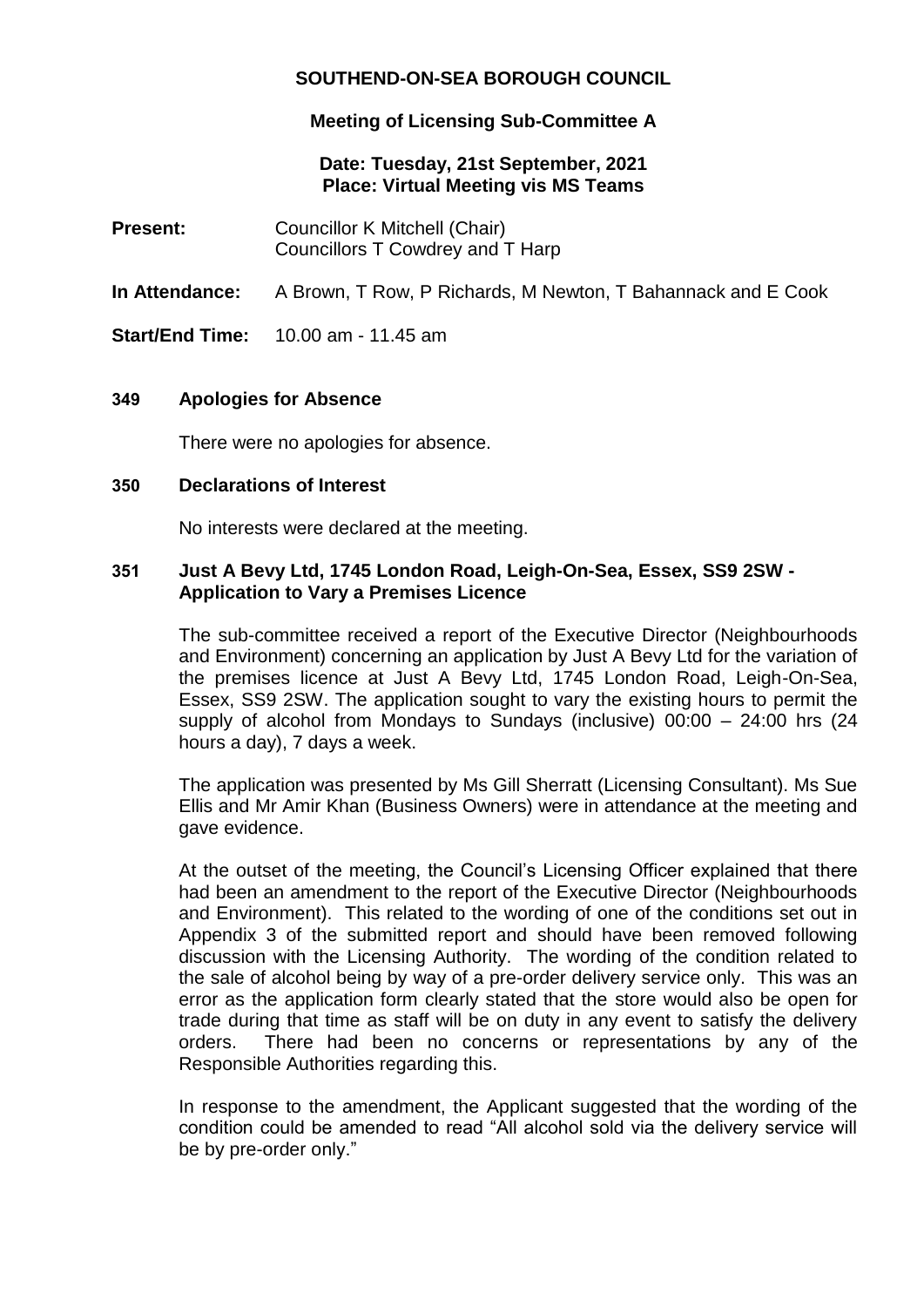# SOUTHEND-ON-SEA BOROUGH COUNCIL

## Meeting of Licensing Sub-Committee A

**Date: Tuesday, 21st September, 2021**
**Place: Virtual Meeting vis MS Teams**

**Present:** Councillor K Mitchell (Chair)
Councillors T Cowdrey and T Harp

**In Attendance:** A Brown, T Row, P Richards, M Newton, T Bahannack and E Cook

**Start/End Time:** 10.00 am - 11.45 am

### 349 Apologies for Absence

There were no apologies for absence.

### 350 Declarations of Interest

No interests were declared at the meeting.

### 351 Just A Bevy Ltd, 1745 London Road, Leigh-On-Sea, Essex, SS9 2SW - Application to Vary a Premises Licence

The sub-committee received a report of the Executive Director (Neighbourhoods and Environment) concerning an application by Just A Bevy Ltd for the variation of the premises licence at Just A Bevy Ltd, 1745 London Road, Leigh-On-Sea, Essex, SS9 2SW. The application sought to vary the existing hours to permit the supply of alcohol from Mondays to Sundays (inclusive) 00:00 – 24:00 hrs (24 hours a day), 7 days a week.

The application was presented by Ms Gill Sherratt (Licensing Consultant). Ms Sue Ellis and Mr Amir Khan (Business Owners) were in attendance at the meeting and gave evidence.

At the outset of the meeting, the Council's Licensing Officer explained that there had been an amendment to the report of the Executive Director (Neighbourhoods and Environment). This related to the wording of one of the conditions set out in Appendix 3 of the submitted report and should have been removed following discussion with the Licensing Authority. The wording of the condition related to the sale of alcohol being by way of a pre-order delivery service only. This was an error as the application form clearly stated that the store would also be open for trade during that time as staff will be on duty in any event to satisfy the delivery orders. There had been no concerns or representations by any of the Responsible Authorities regarding this.

In response to the amendment, the Applicant suggested that the wording of the condition could be amended to read "All alcohol sold via the delivery service will be by pre-order only."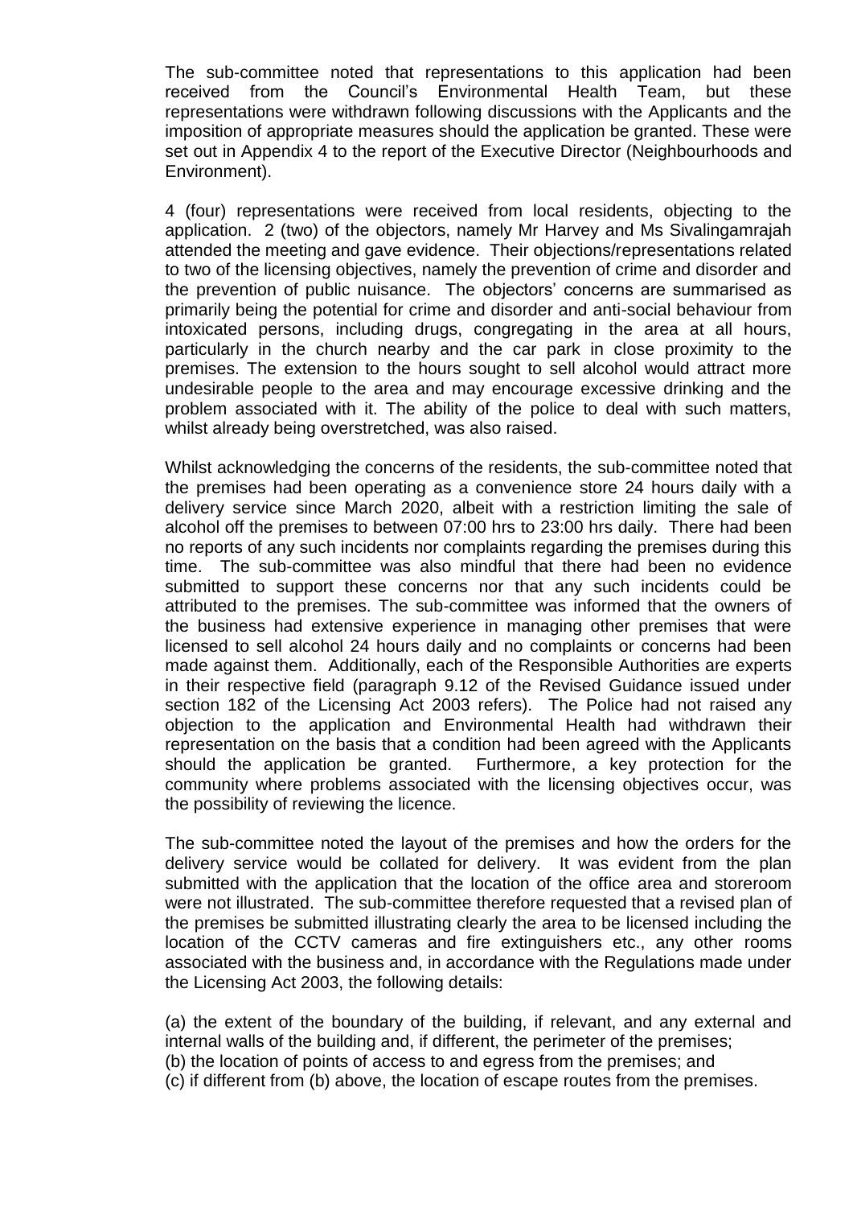The sub-committee noted that representations to this application had been received from the Council's Environmental Health Team, but these representations were withdrawn following discussions with the Applicants and the imposition of appropriate measures should the application be granted. These were set out in Appendix 4 to the report of the Executive Director (Neighbourhoods and Environment).

4 (four) representations were received from local residents, objecting to the application. 2 (two) of the objectors, namely Mr Harvey and Ms Sivalingamrajah attended the meeting and gave evidence. Their objections/representations related to two of the licensing objectives, namely the prevention of crime and disorder and the prevention of public nuisance. The objectors' concerns are summarised as primarily being the potential for crime and disorder and anti-social behaviour from intoxicated persons, including drugs, congregating in the area at all hours, particularly in the church nearby and the car park in close proximity to the premises. The extension to the hours sought to sell alcohol would attract more undesirable people to the area and may encourage excessive drinking and the problem associated with it. The ability of the police to deal with such matters, whilst already being overstretched, was also raised.

Whilst acknowledging the concerns of the residents, the sub-committee noted that the premises had been operating as a convenience store 24 hours daily with a delivery service since March 2020, albeit with a restriction limiting the sale of alcohol off the premises to between 07:00 hrs to 23:00 hrs daily. There had been no reports of any such incidents nor complaints regarding the premises during this time. The sub-committee was also mindful that there had been no evidence submitted to support these concerns nor that any such incidents could be attributed to the premises. The sub-committee was informed that the owners of the business had extensive experience in managing other premises that were licensed to sell alcohol 24 hours daily and no complaints or concerns had been made against them. Additionally, each of the Responsible Authorities are experts in their respective field (paragraph 9.12 of the Revised Guidance issued under section 182 of the Licensing Act 2003 refers). The Police had not raised any objection to the application and Environmental Health had withdrawn their representation on the basis that a condition had been agreed with the Applicants should the application be granted. Furthermore, a key protection for the community where problems associated with the licensing objectives occur, was the possibility of reviewing the licence.

The sub-committee noted the layout of the premises and how the orders for the delivery service would be collated for delivery. It was evident from the plan submitted with the application that the location of the office area and storeroom were not illustrated. The sub-committee therefore requested that a revised plan of the premises be submitted illustrating clearly the area to be licensed including the location of the CCTV cameras and fire extinguishers etc., any other rooms associated with the business and, in accordance with the Regulations made under the Licensing Act 2003, the following details:

(a) the extent of the boundary of the building, if relevant, and any external and internal walls of the building and, if different, the perimeter of the premises;  
(b) the location of points of access to and egress from the premises; and  
(c) if different from (b) above, the location of escape routes from the premises.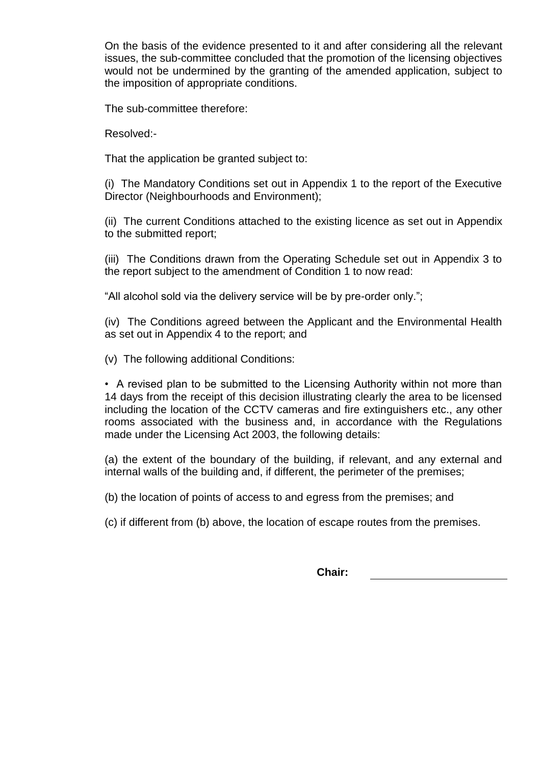On the basis of the evidence presented to it and after considering all the relevant issues, the sub-committee concluded that the promotion of the licensing objectives would not be undermined by the granting of the amended application, subject to the imposition of appropriate conditions.

The sub-committee therefore:

Resolved:-

That the application be granted subject to:

(i) The Mandatory Conditions set out in Appendix 1 to the report of the Executive Director (Neighbourhoods and Environment);

(ii) The current Conditions attached to the existing licence as set out in Appendix to the submitted report;

(iii) The Conditions drawn from the Operating Schedule set out in Appendix 3 to the report subject to the amendment of Condition 1 to now read:

"All alcohol sold via the delivery service will be by pre-order only.";

(iv) The Conditions agreed between the Applicant and the Environmental Health as set out in Appendix 4 to the report; and

(v) The following additional Conditions:

• A revised plan to be submitted to the Licensing Authority within not more than 14 days from the receipt of this decision illustrating clearly the area to be licensed including the location of the CCTV cameras and fire extinguishers etc., any other rooms associated with the business and, in accordance with the Regulations made under the Licensing Act 2003, the following details:

(a) the extent of the boundary of the building, if relevant, and any external and internal walls of the building and, if different, the perimeter of the premises;

(b) the location of points of access to and egress from the premises; and

(c) if different from (b) above, the location of escape routes from the premises.

**Chair:** ______________________